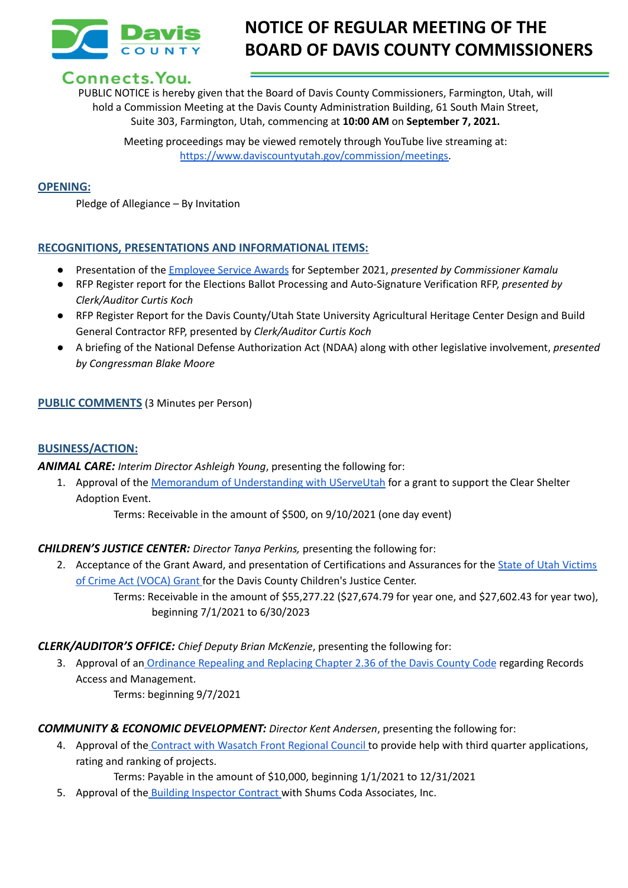Davis COUNTY

Connects.You.

# NOTICE OF REGULAR MEETING OF THE BOARD OF DAVIS COUNTY COMMISSIONERS

PUBLIC NOTICE is hereby given that the Board of Davis County Commissioners, Farmington, Utah, will hold a Commission Meeting at the Davis County Administration Building, 61 South Main Street, Suite 303, Farmington, Utah, commencing at **10:00 AM** on **September 7, 2021.**

Meeting proceedings may be viewed remotely through YouTube live streaming at: https://www.daviscountyutah.gov/commission/meetings.

## OPENING:

Pledge of Allegiance – By Invitation

## RECOGNITIONS, PRESENTATIONS AND INFORMATIONAL ITEMS:

- Presentation of the Employee Service Awards for September 2021, *presented by Commissioner Kamalu*
- RFP Register report for the Elections Ballot Processing and Auto-Signature Verification RFP, *presented by Clerk/Auditor Curtis Koch*
- RFP Register Report for the Davis County/Utah State University Agricultural Heritage Center Design and Build General Contractor RFP, presented by *Clerk/Auditor Curtis Koch*
- A briefing of the National Defense Authorization Act (NDAA) along with other legislative involvement, *presented by Congressman Blake Moore*

## PUBLIC COMMENTS (3 Minutes per Person)

## BUSINESS/ACTION:

***ANIMAL CARE:*** *Interim Director Ashleigh Young*, presenting the following for:

1. Approval of the Memorandum of Understanding with UServeUtah for a grant to support the Clear Shelter Adoption Event.
   Terms: Receivable in the amount of $500, on 9/10/2021 (one day event)

***CHILDREN'S JUSTICE CENTER:*** *Director Tanya Perkins,* presenting the following for:

2. Acceptance of the Grant Award, and presentation of Certifications and Assurances for the State of Utah Victims of Crime Act (VOCA) Grant for the Davis County Children's Justice Center.
   Terms: Receivable in the amount of $55,277.22 ($27,674.79 for year one, and $27,602.43 for year two), beginning 7/1/2021 to 6/30/2023

***CLERK/AUDITOR'S OFFICE:*** *Chief Deputy Brian McKenzie*, presenting the following for:

3. Approval of an Ordinance Repealing and Replacing Chapter 2.36 of the Davis County Code regarding Records Access and Management.
   Terms: beginning 9/7/2021

***COMMUNITY & ECONOMIC DEVELOPMENT:*** *Director Kent Andersen*, presenting the following for:

4. Approval of the Contract with Wasatch Front Regional Council to provide help with third quarter applications, rating and ranking of projects.
   Terms: Payable in the amount of $10,000, beginning 1/1/2021 to 12/31/2021
5. Approval of the Building Inspector Contract with Shums Coda Associates, Inc.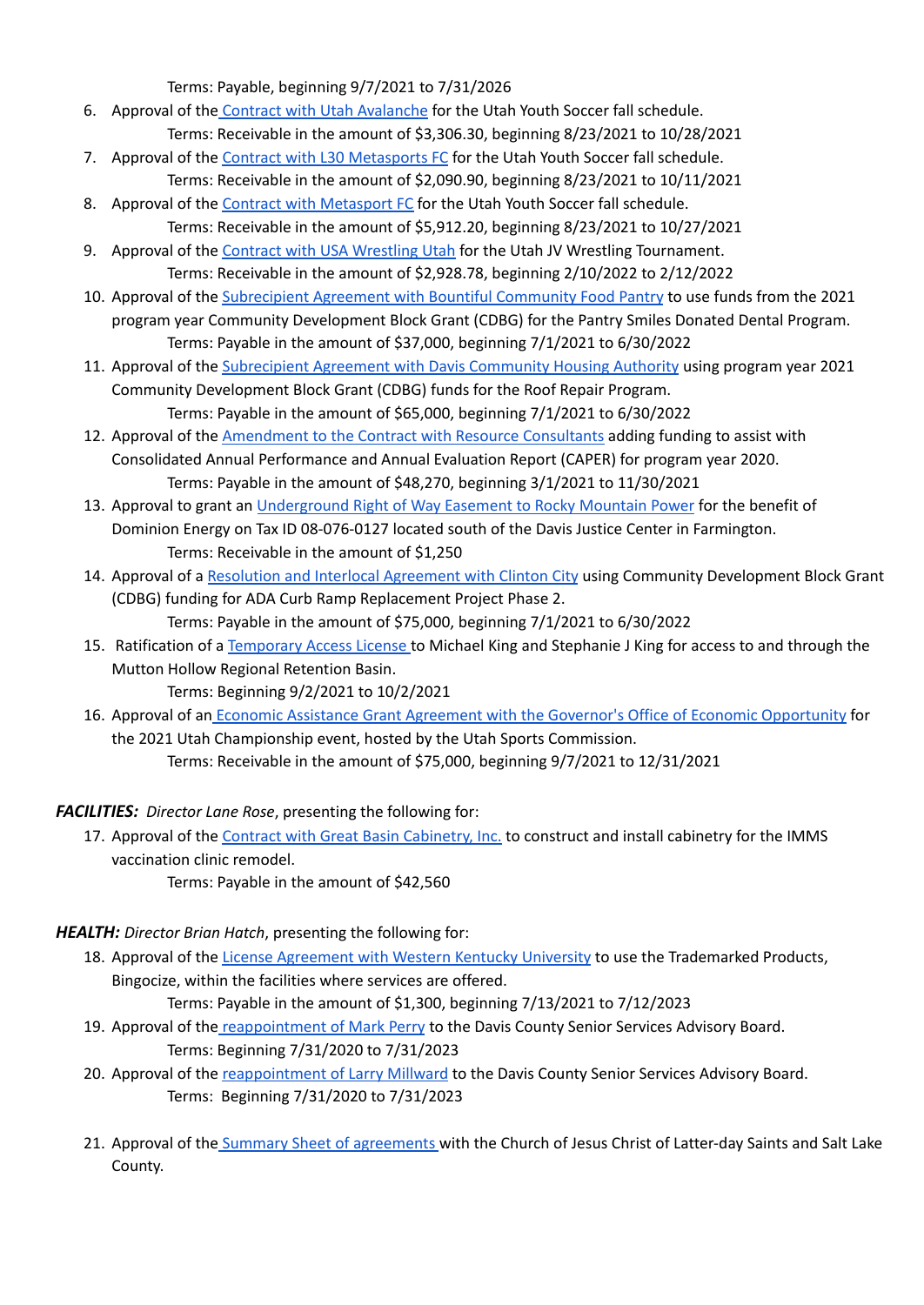Terms: Payable, beginning 9/7/2021 to 7/31/2026

6. Approval of the Contract with Utah Avalanche for the Utah Youth Soccer fall schedule.
   Terms: Receivable in the amount of $3,306.30, beginning 8/23/2021 to 10/28/2021
7. Approval of the Contract with L30 Metasports FC for the Utah Youth Soccer fall schedule.
   Terms: Receivable in the amount of $2,090.90, beginning 8/23/2021 to 10/11/2021
8. Approval of the Contract with Metasport FC for the Utah Youth Soccer fall schedule.
   Terms: Receivable in the amount of $5,912.20, beginning 8/23/2021 to 10/27/2021
9. Approval of the Contract with USA Wrestling Utah for the Utah JV Wrestling Tournament.
   Terms: Receivable in the amount of $2,928.78, beginning 2/10/2022 to 2/12/2022
10. Approval of the Subrecipient Agreement with Bountiful Community Food Pantry to use funds from the 2021 program year Community Development Block Grant (CDBG) for the Pantry Smiles Donated Dental Program.
    Terms: Payable in the amount of $37,000, beginning 7/1/2021 to 6/30/2022
11. Approval of the Subrecipient Agreement with Davis Community Housing Authority using program year 2021 Community Development Block Grant (CDBG) funds for the Roof Repair Program.
    Terms: Payable in the amount of $65,000, beginning 7/1/2021 to 6/30/2022
12. Approval of the Amendment to the Contract with Resource Consultants adding funding to assist with Consolidated Annual Performance and Annual Evaluation Report (CAPER) for program year 2020.
    Terms: Payable in the amount of $48,270, beginning 3/1/2021 to 11/30/2021
13. Approval to grant an Underground Right of Way Easement to Rocky Mountain Power for the benefit of Dominion Energy on Tax ID 08-076-0127 located south of the Davis Justice Center in Farmington.
    Terms: Receivable in the amount of $1,250
14. Approval of a Resolution and Interlocal Agreement with Clinton City using Community Development Block Grant (CDBG) funding for ADA Curb Ramp Replacement Project Phase 2.
    Terms: Payable in the amount of $75,000, beginning 7/1/2021 to 6/30/2022
15. Ratification of a Temporary Access License to Michael King and Stephanie J King for access to and through the Mutton Hollow Regional Retention Basin.
    Terms: Beginning 9/2/2021 to 10/2/2021
16. Approval of an Economic Assistance Grant Agreement with the Governor's Office of Economic Opportunity for the 2021 Utah Championship event, hosted by the Utah Sports Commission.
    Terms: Receivable in the amount of $75,000, beginning 9/7/2021 to 12/31/2021

***FACILITIES:*** *Director Lane Rose*, presenting the following for:

17. Approval of the Contract with Great Basin Cabinetry, Inc. to construct and install cabinetry for the IMMS vaccination clinic remodel.
    Terms: Payable in the amount of $42,560

***HEALTH:*** *Director Brian Hatch*, presenting the following for:

18. Approval of the License Agreement with Western Kentucky University to use the Trademarked Products, Bingocize, within the facilities where services are offered.
    Terms: Payable in the amount of $1,300, beginning 7/13/2021 to 7/12/2023
19. Approval of the reappointment of Mark Perry to the Davis County Senior Services Advisory Board.
    Terms: Beginning 7/31/2020 to 7/31/2023
20. Approval of the reappointment of Larry Millward to the Davis County Senior Services Advisory Board.
    Terms: Beginning 7/31/2020 to 7/31/2023
21. Approval of the Summary Sheet of agreements with the Church of Jesus Christ of Latter-day Saints and Salt Lake County.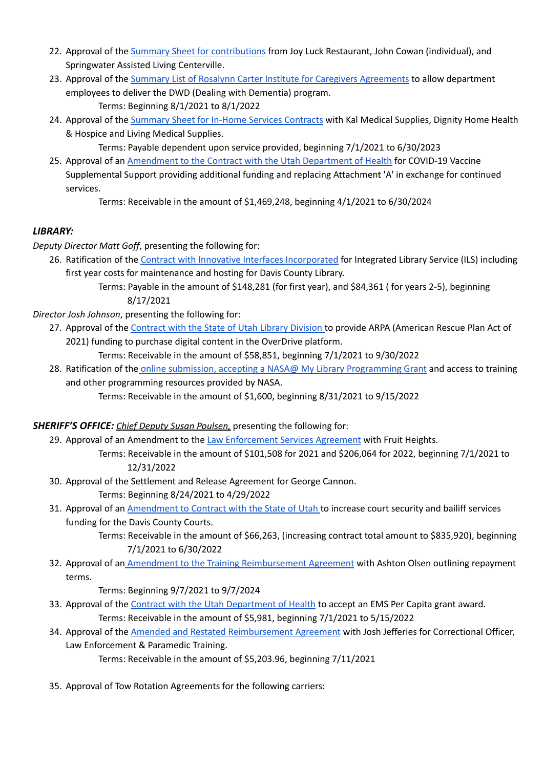22. Approval of the Summary Sheet for contributions from Joy Luck Restaurant, John Cowan (individual), and Springwater Assisted Living Centerville.
23. Approval of the Summary List of Rosalynn Carter Institute for Caregivers Agreements to allow department employees to deliver the DWD (Dealing with Dementia) program.
    Terms: Beginning 8/1/2021 to 8/1/2022
24. Approval of the Summary Sheet for In-Home Services Contracts with Kal Medical Supplies, Dignity Home Health & Hospice and Living Medical Supplies.
    Terms: Payable dependent upon service provided, beginning 7/1/2021 to 6/30/2023
25. Approval of an Amendment to the Contract with the Utah Department of Health for COVID-19 Vaccine Supplemental Support providing additional funding and replacing Attachment 'A' in exchange for continued services.
    Terms: Receivable in the amount of $1,469,248, beginning 4/1/2021 to 6/30/2024

***LIBRARY:***

*Deputy Director Matt Goff*, presenting the following for:

26. Ratification of the Contract with Innovative Interfaces Incorporated for Integrated Library Service (ILS) including first year costs for maintenance and hosting for Davis County Library.
    Terms: Payable in the amount of $148,281 (for first year), and $84,361 ( for years 2-5), beginning 8/17/2021

*Director Josh Johnson*, presenting the following for:

27. Approval of the Contract with the State of Utah Library Division to provide ARPA (American Rescue Plan Act of 2021) funding to purchase digital content in the OverDrive platform.
    Terms: Receivable in the amount of $58,851, beginning 7/1/2021 to 9/30/2022
28. Ratification of the online submission, accepting a NASA@ My Library Programming Grant and access to training and other programming resources provided by NASA.
    Terms: Receivable in the amount of $1,600, beginning 8/31/2021 to 9/15/2022

***SHERIFF'S OFFICE:*** *Chief Deputy Susan Poulsen,* presenting the following for:

29. Approval of an Amendment to the Law Enforcement Services Agreement with Fruit Heights.
    Terms: Receivable in the amount of $101,508 for 2021 and $206,064 for 2022, beginning 7/1/2021 to 12/31/2022
30. Approval of the Settlement and Release Agreement for George Cannon.
    Terms: Beginning 8/24/2021 to 4/29/2022
31. Approval of an Amendment to Contract with the State of Utah to increase court security and bailiff services funding for the Davis County Courts.
    Terms: Receivable in the amount of $66,263, (increasing contract total amount to $835,920), beginning 7/1/2021 to 6/30/2022
32. Approval of an Amendment to the Training Reimbursement Agreement with Ashton Olsen outlining repayment terms.
    Terms: Beginning 9/7/2021 to 9/7/2024
33. Approval of the Contract with the Utah Department of Health to accept an EMS Per Capita grant award.
    Terms: Receivable in the amount of $5,981, beginning 7/1/2021 to 5/15/2022
34. Approval of the Amended and Restated Reimbursement Agreement with Josh Jefferies for Correctional Officer, Law Enforcement & Paramedic Training.
    Terms: Receivable in the amount of $5,203.96, beginning 7/11/2021
35. Approval of Tow Rotation Agreements for the following carriers: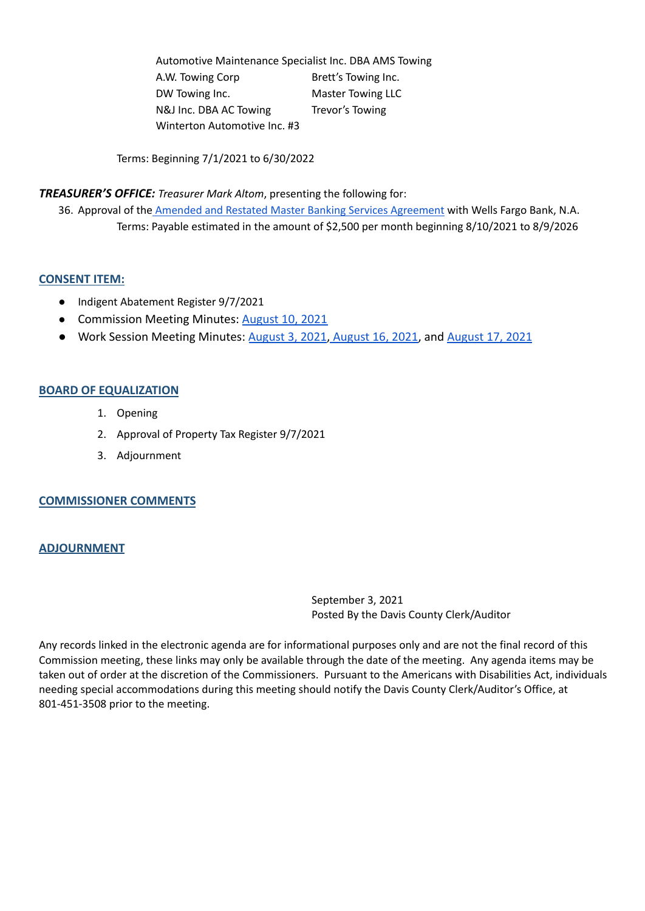Automotive Maintenance Specialist Inc. DBA AMS Towing
A.W. Towing Corp
Brett's Towing Inc.
DW Towing Inc.
Master Towing LLC
N&J Inc. DBA AC Towing
Trevor's Towing
Winterton Automotive Inc. #3

Terms: Beginning 7/1/2021 to 6/30/2022

***TREASURER'S OFFICE:*** *Treasurer Mark Altom*, presenting the following for:

36. Approval of the Amended and Restated Master Banking Services Agreement with Wells Fargo Bank, N.A.
    Terms: Payable estimated in the amount of $2,500 per month beginning 8/10/2021 to 8/9/2026

## CONSENT ITEM:

- Indigent Abatement Register 9/7/2021
- Commission Meeting Minutes: August 10, 2021
- Work Session Meeting Minutes: August 3, 2021, August 16, 2021, and August 17, 2021

## BOARD OF EQUALIZATION

1. Opening
2. Approval of Property Tax Register 9/7/2021
3. Adjournment

## COMMISSIONER COMMENTS

## ADJOURNMENT

September 3, 2021
Posted By the Davis County Clerk/Auditor

Any records linked in the electronic agenda are for informational purposes only and are not the final record of this Commission meeting, these links may only be available through the date of the meeting. Any agenda items may be taken out of order at the discretion of the Commissioners. Pursuant to the Americans with Disabilities Act, individuals needing special accommodations during this meeting should notify the Davis County Clerk/Auditor's Office, at 801-451-3508 prior to the meeting.